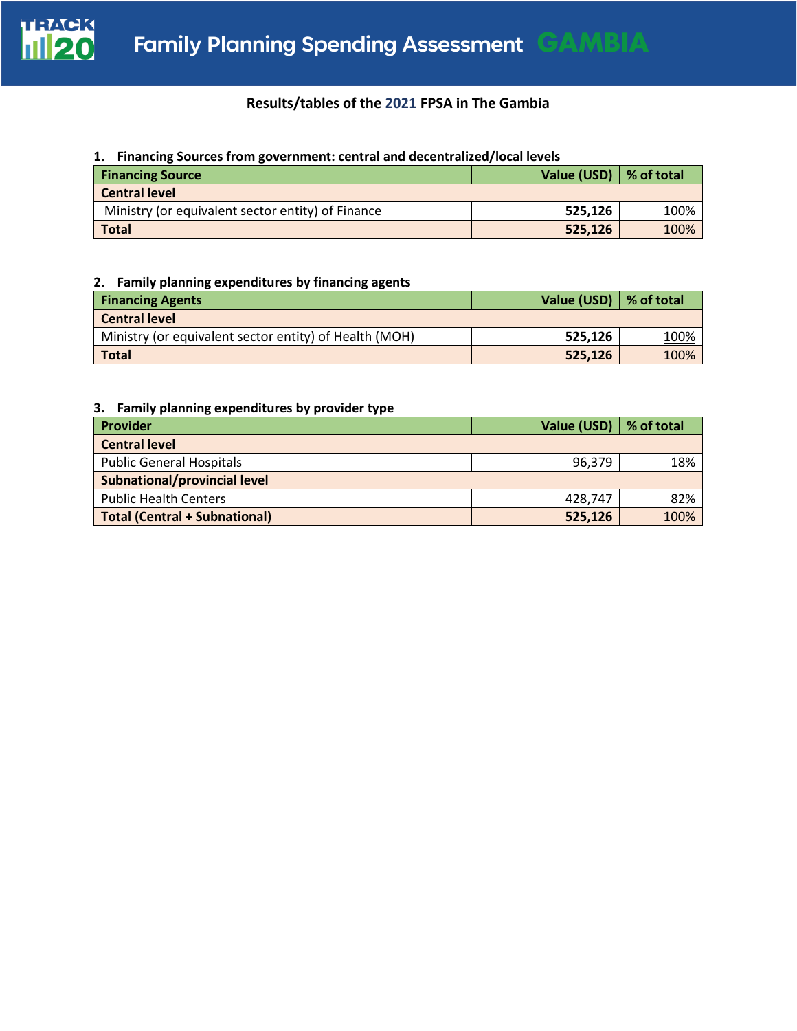# Family Planning Spending Assessment GAMBIA

**Results/tables of the 2021 FPSA in The Gambia**

### 1. Financing Sources from government: central and decentralized/local levels

| Financing Source | Value (USD) | % of total |
|---|---|---|
| **Central level** | | |
| Ministry (or equivalent sector entity) of Finance | **525,126** | 100% |
| **Total** | **525,126** | 100% |

### 2. Family planning expenditures by financing agents

| Financing Agents | Value (USD) | % of total |
|---|---|---|
| **Central level** | | |
| Ministry (or equivalent sector entity) of Health (MOH) | **525,126** | 100% |
| **Total** | **525,126** | 100% |

### 3. Family planning expenditures by provider type

| Provider | Value (USD) | % of total |
|---|---|---|
| **Central level** | | |
| Public General Hospitals | 96,379 | 18% |
| **Subnational/provincial level** | | |
| Public Health Centers | 428,747 | 82% |
| **Total (Central + Subnational)** | **525,126** | 100% |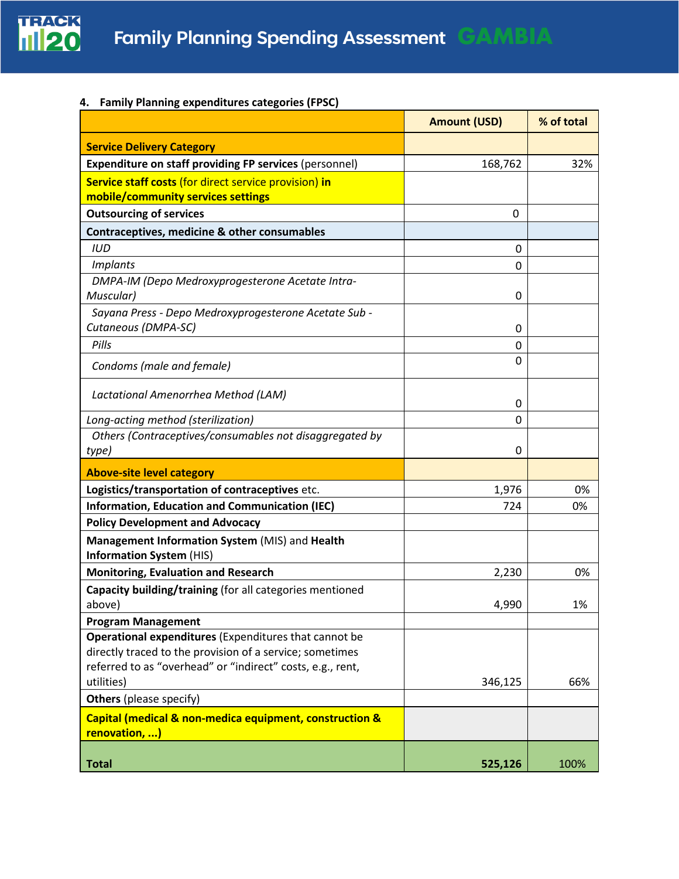### 4. Family Planning expenditures categories (FPSC)

| | Amount (USD) | % of total |
|---|---|---|
| **Service Delivery Category** | | |
| **Expenditure on staff providing FP services** (personnel) | 168,762 | 32% |
| **Service staff costs** (for direct service provision) **in mobile/community services settings** | | |
| **Outsourcing of services** | 0 | |
| **Contraceptives, medicine & other consumables** | | |
| *IUD* | 0 | |
| *Implants* | 0 | |
| *DMPA-IM (Depo Medroxyprogesterone Acetate Intra-Muscular)* | 0 | |
| *Sayana Press - Depo Medroxyprogesterone Acetate Sub - Cutaneous (DMPA-SC)* | 0 | |
| *Pills* | 0 | |
| *Condoms (male and female)* | 0 | |
| *Lactational Amenorrhea Method (LAM)* | 0 | |
| *Long-acting method (sterilization)* | 0 | |
| *Others (Contraceptives/consumables not disaggregated by type)* | 0 | |
| **Above-site level category** | | |
| **Logistics/transportation of contraceptives** etc. | 1,976 | 0% |
| **Information, Education and Communication (IEC)** | 724 | 0% |
| **Policy Development and Advocacy** | | |
| **Management Information System** (MIS) and **Health Information System** (HIS) | | |
| **Monitoring, Evaluation and Research** | 2,230 | 0% |
| **Capacity building/training** (for all categories mentioned above) | 4,990 | 1% |
| **Program Management** | | |
| **Operational expenditures** (Expenditures that cannot be directly traced to the provision of a service; sometimes referred to as "overhead" or "indirect" costs, e.g., rent, utilities) | 346,125 | 66% |
| **Others** (please specify) | | |
| **Capital (medical & non-medica equipment, construction & renovation, ...)** | | |
| **Total** | **525,126** | 100% |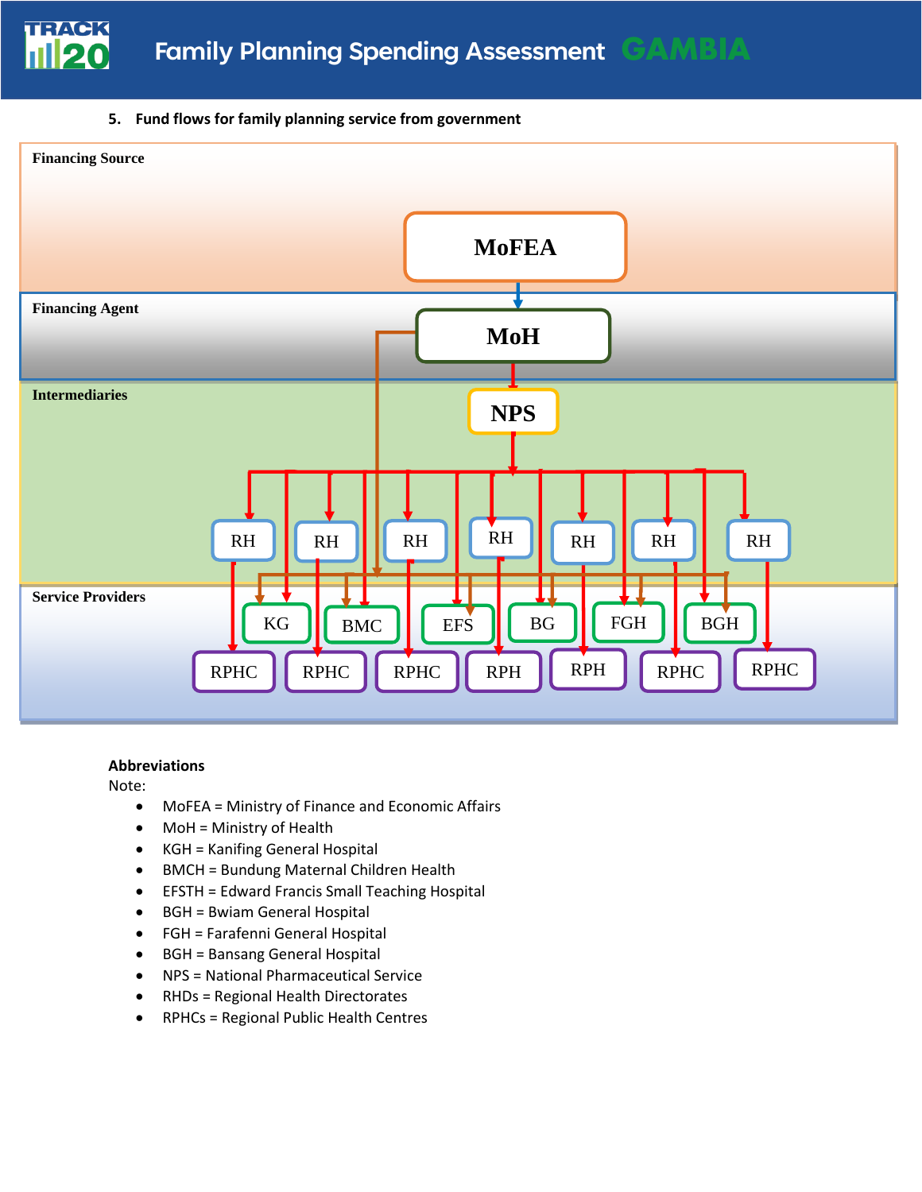5. **Fund flows for family planning service from government**

Financing Source

MoFEA

Financing Agent

MoH

Intermediaries

NPS

RH RH RH RH RH RH RH

Service Providers

KG BMC EFS BG FGH BGH

RPHC RPHC RPHC RPH RPH RPHC RPHC

**Abbreviations**

Note:

- MoFEA = Ministry of Finance and Economic Affairs
- MoH = Ministry of Health
- KGH = Kanifing General Hospital
- BMCH = Bundung Maternal Children Health
- EFSTH = Edward Francis Small Teaching Hospital
- BGH = Bwiam General Hospital
- FGH = Farafenni General Hospital
- BGH = Bansang General Hospital
- NPS = National Pharmaceutical Service
- RHDs = Regional Health Directorates
- RPHCs = Regional Public Health Centres